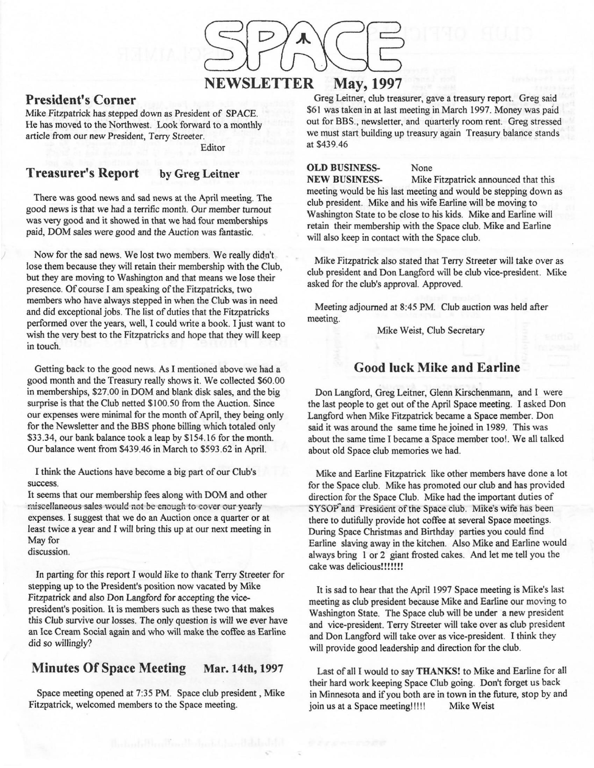# SPACE

## NEWSLETTER May, 1997

## President's Corner

Mike Fitzpatrick has stepped down as President of SPACE. He has moved to the Northwest. Look forward to a monthly article from our new President, Terry Streeter.

Editor

## Treasurer's Report by Greg Leitner

There was good news and sad news at the April meeting. The good news is that we had a terrific month. Our member turnout was very good and it showed in that we had four memberships paid, DOM sales were good and the Auction was fantastic.

Now for the sad news. We lost two members. We really didn't lose them because they will retain their membership with the Club, but they are moving to Washington and that means we lose their presence. Of course I am speaking of the Fitzpatricks, two members who have always stepped in when the Club was in need and did exceptional jobs. The list of duties that the Fitzpatricks performed over the years, well, I could write a book. I just want to wish the very best to the Fitzpatricks and hope that they will keep in touch.

Getting back to the good news. As I mentioned above we had a good month and the Treasury really shows it. We collected $60.00 in memberships, $27.00 in DOM and blank disk sales, and the big surprise is that the Club netted $100.50 from the Auction. Since our expenses were minimal for the month of April, they being only for the Newsletter and the BBS phone billing which totaled only $33.34, our bank balance took a leap by $154.16 for the month. Our balance went from $439.46 in March to $593.62 in April.

I think the Auctions have become a big part of our Club's success.
It seems that our membership fees along with DOM and other miscellaneous sales would not be enough to cover our yearly expenses. I suggest that we do an Auction once a quarter or at least twice a year and I will bring this up at our next meeting in May for
discussion.

In parting for this report I would like to thank Terry Streeter for stepping up to the President's position now vacated by Mike Fitzpatrick and also Don Langford for accepting the vice-president's position. It is members such as these two that makes this Club survive our losses. The only question is will we ever have an Ice Cream Social again and who will make the coffee as Earline did so willingly?

## Minutes Of Space Meeting Mar. 14th, 1997

Space meeting opened at 7:35 PM. Space club president , Mike Fitzpatrick, welcomed members to the Space meeting.

Greg Leitner, club treasurer, gave a treasury report. Greg said $61 was taken in at last meeting in March 1997. Money was paid out for BBS., newsletter, and quarterly room rent. Greg stressed we must start building up treasury again Treasury balance stands at $439.46

**OLD BUSINESS-** None

**NEW BUSINESS-** Mike Fitzpatrick announced that this meeting would be his last meeting and would be stepping down as club president. Mike and his wife Earline will be moving to Washington State to be close to his kids. Mike and Earline will retain their membership with the Space club. Mike and Earline will also keep in contact with the Space club.

Mike Fitzpatrick also stated that Terry Streeter will take over as club president and Don Langford will be club vice-president. Mike asked for the club's approval. Approved.

Meeting adjourned at 8:45 PM. Club auction was held after meeting.

Mike Weist, Club Secretary

## Good luck Mike and Earline

Don Langford, Greg Leitner, Glenn Kirschenmann, and I were the last people to get out of the April Space meeting. I asked Don Langford when Mike Fitzpatrick became a Space member. Don said it was around the same time he joined in 1989. This was about the same time I became a Space member too!. We all talked about old Space club memories we had.

Mike and Earline Fitzpatrick like other members have done a lot for the Space club. Mike has promoted our club and has provided direction for the Space Club. Mike had the important duties of SYSOP and President of the Space club. Mike's wife has been there to dutifully provide hot coffee at several Space meetings. During Space Christmas and Birthday parties you could find Earline slaving away in the kitchen. Also Mike and Earline would always bring 1 or 2 giant frosted cakes. And let me tell you the cake was delicious!!!!!!!

It is sad to hear that the April 1997 Space meeting is Mike's last meeting as club president because Mike and Earline our moving to Washington State. The Space club will be under a new president and vice-president. Terry Streeter will take over as club president and Don Langford will take over as vice-president. I think they will provide good leadership and direction for the club.

Last of all I would to say **THANKS!** to Mike and Earline for all their hard work keeping Space Club going. Don't forget us back in Minnesota and if you both are in town in the future, stop by and join us at a Space meeting!!!!! Mike Weist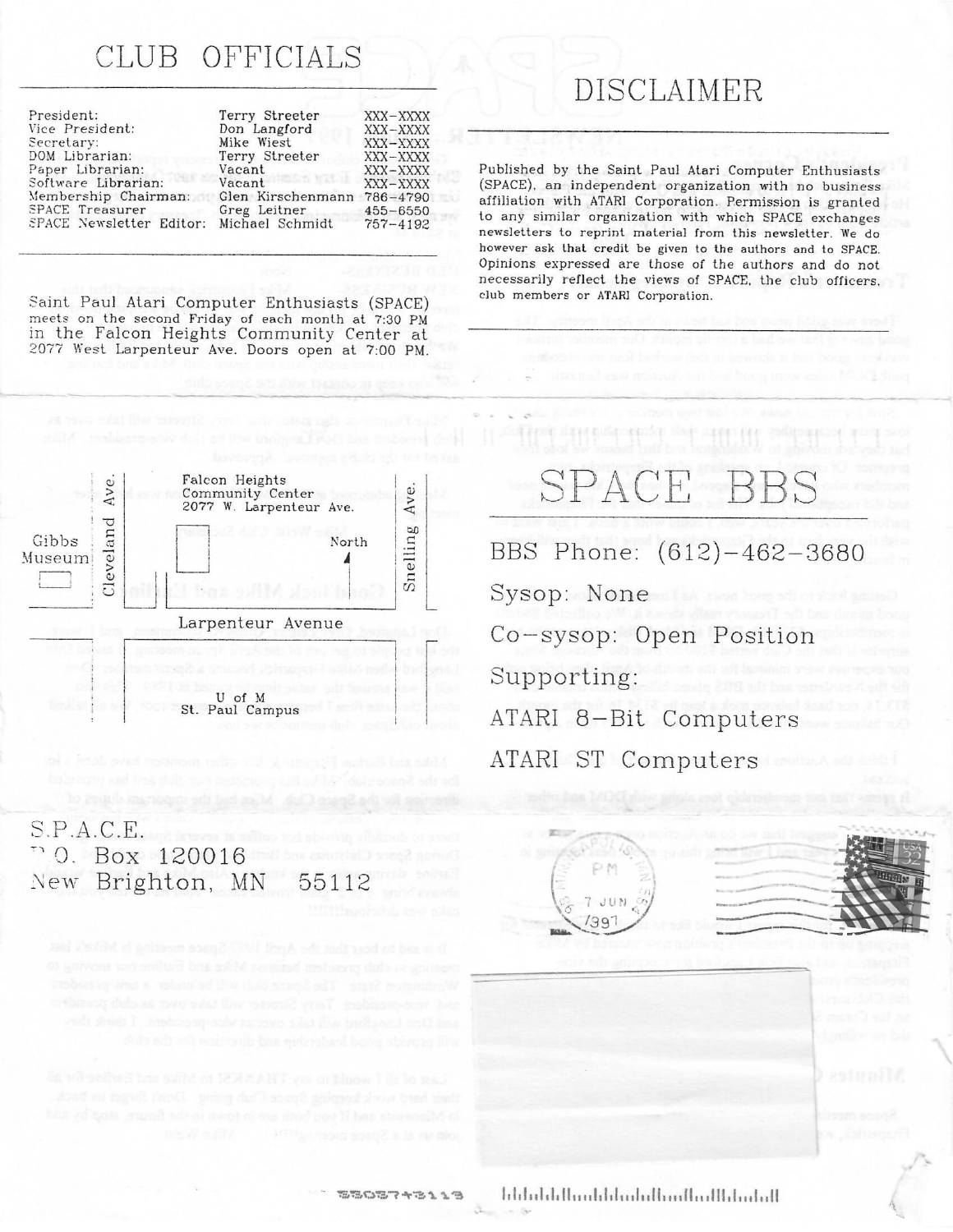# CLUB OFFICIALS

| | | |
|---|---|---|
| President: | Terry Streeter | XXX-XXXX |
| Vice President: | Don Langford | XXX-XXXX |
| Secretary: | Mike Wiest | XXX-XXXX |
| DOM Librarian: | Terry Streeter | XXX-XXXX |
| Paper Librarian: | Vacant | XXX-XXXX |
| Software Librarian: | Vacant | XXX-XXXX |
| Membership Chairman: | Glen Kirschenmann | 786-4790 |
| SPACE Treasurer | Greg Leitner | 455-6550 |
| SPACE Newsletter Editor: | Michael Schmidt | 757-4192 |

Saint Paul Atari Computer Enthusiasts (SPACE) meets on the second Friday of each month at 7:30 PM in the Falcon Heights Community Center at 2077 West Larpenteur Ave. Doors open at 7:00 PM.

Falcon Heights Community Center
2077 W. Larpenteur Ave.
Gibbs Museum
Cleveland Ave.
Snelling Ave.
North
Larpenteur Avenue
U of M
St. Paul Campus

# DISCLAIMER

Published by the Saint Paul Atari Computer Enthusiasts (SPACE), an independent organization with no business affiliation with ATARI Corporation. Permission is granted to any similar organization with which SPACE exchanges newsletters to reprint material from this newsletter. We do however ask that credit be given to the authors and to SPACE. Opinions expressed are those of the authors and do not necessarily reflect the views of SPACE, the club officers, club members or ATARI Corporation.

# SPACE BBS

BBS Phone: (612)-462-3680

Sysop: None

Co-sysop: Open Position

Supporting:

ATARI 8-Bit Computers

ATARI ST Computers

S.P.A.C.E.
P.O. Box 120016
New Brighton, MN 55112